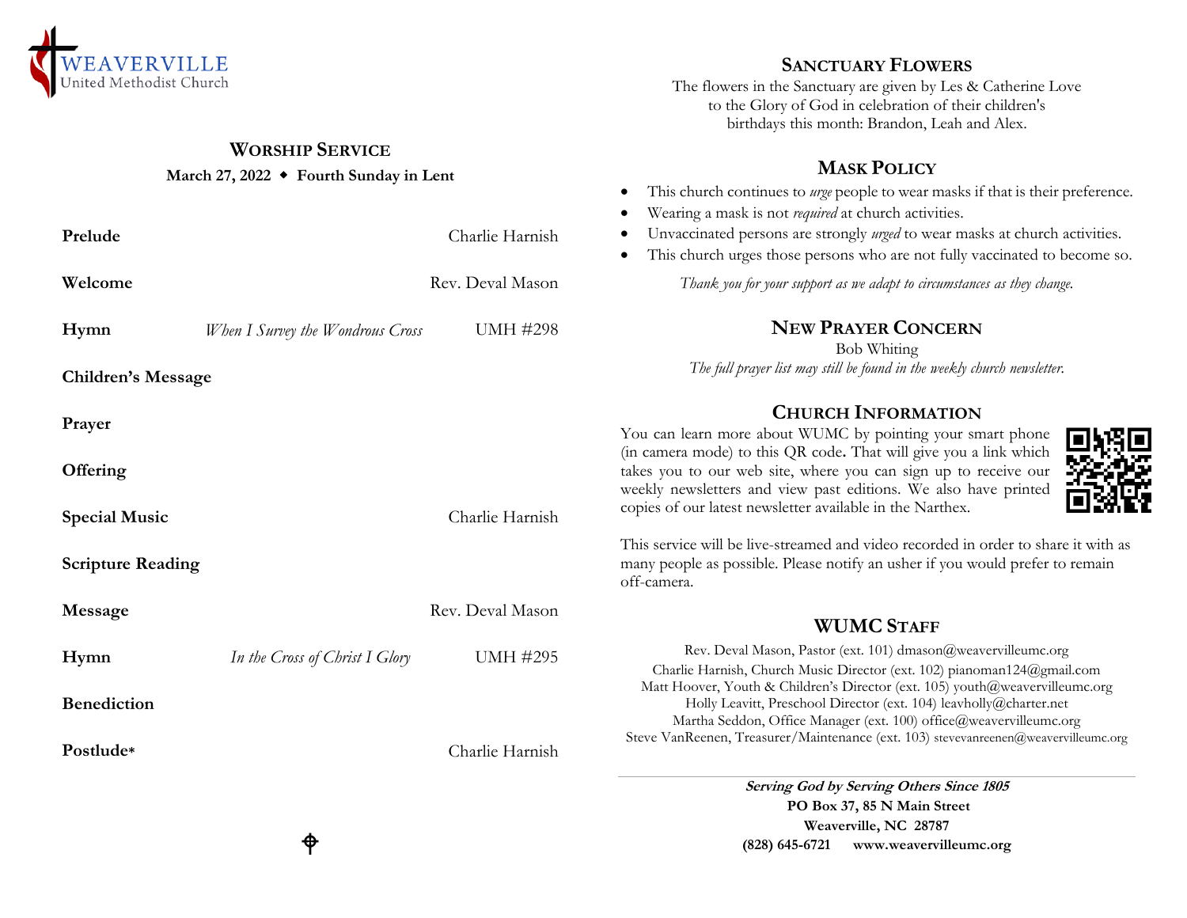WEAVERVILLE
United Methodist Church

## Worship Service

**March 27, 2022 ◆ Fourth Sunday in Lent**

| | | |
|---|---|---|
| **Prelude** | | Charlie Harnish |
| **Welcome** | | Rev. Deval Mason |
| **Hymn** | *When I Survey the Wondrous Cross* | UMH #298 |
| **Children's Message** | | |
| **Prayer** | | |
| **Offering** | | |
| **Special Music** | | Charlie Harnish |
| **Scripture Reading** | | |
| **Message** | | Rev. Deval Mason |
| **Hymn** | *In the Cross of Christ I Glory* | UMH #295 |
| **Benediction** | | |
| **Postlude*** | | Charlie Harnish |

## Sanctuary Flowers

The flowers in the Sanctuary are given by Les & Catherine Love to the Glory of God in celebration of their children's birthdays this month: Brandon, Leah and Alex.

## Mask Policy

- This church continues to *urge* people to wear masks if that is their preference.
- Wearing a mask is not *required* at church activities.
- Unvaccinated persons are strongly *urged* to wear masks at church activities.
- This church urges those persons who are not fully vaccinated to become so.

*Thank you for your support as we adapt to circumstances as they change.*

## New Prayer Concern

Bob Whiting

*The full prayer list may still be found in the weekly church newsletter.*

## Church Information

You can learn more about WUMC by pointing your smart phone (in camera mode) to this QR code**.** That will give you a link which takes you to our web site, where you can sign up to receive our weekly newsletters and view past editions. We also have printed copies of our latest newsletter available in the Narthex.

This service will be live-streamed and video recorded in order to share it with as many people as possible. Please notify an usher if you would prefer to remain off-camera.

## WUMC Staff

Rev. Deval Mason, Pastor (ext. 101) dmason@weavervilleumc.org
Charlie Harnish, Church Music Director (ext. 102) pianoman124@gmail.com
Matt Hoover, Youth & Children's Director (ext. 105) youth@weavervilleumc.org
Holly Leavitt, Preschool Director (ext. 104) leavholly@charter.net
Martha Seddon, Office Manager (ext. 100) office@weavervilleumc.org
Steve VanReenen, Treasurer/Maintenance (ext. 103) stevevanreenen@weavervilleumc.org

---

***Serving God by Serving Others Since 1805***
**PO Box 37, 85 N Main Street**
**Weaverville, NC 28787**
**(828) 645-6721 www.weavervilleumc.org**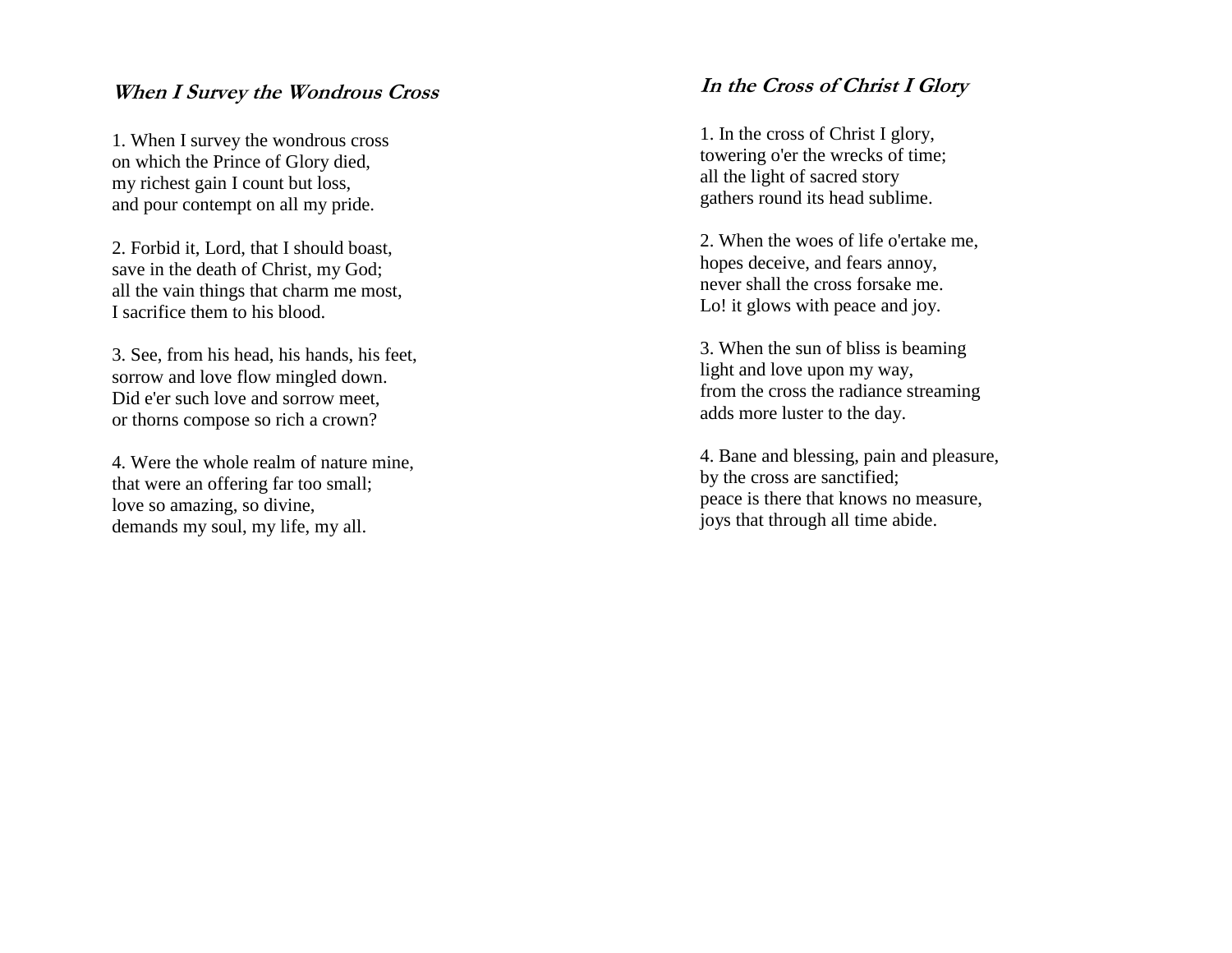## *When I Survey the Wondrous Cross*

1. When I survey the wondrous cross
on which the Prince of Glory died,
my richest gain I count but loss,
and pour contempt on all my pride.

2. Forbid it, Lord, that I should boast,
save in the death of Christ, my God;
all the vain things that charm me most,
I sacrifice them to his blood.

3. See, from his head, his hands, his feet,
sorrow and love flow mingled down.
Did e'er such love and sorrow meet,
or thorns compose so rich a crown?

4. Were the whole realm of nature mine,
that were an offering far too small;
love so amazing, so divine,
demands my soul, my life, my all.

## *In the Cross of Christ I Glory*

1. In the cross of Christ I glory,
towering o'er the wrecks of time;
all the light of sacred story
gathers round its head sublime.

2. When the woes of life o'ertake me,
hopes deceive, and fears annoy,
never shall the cross forsake me.
Lo! it glows with peace and joy.

3. When the sun of bliss is beaming
light and love upon my way,
from the cross the radiance streaming
adds more luster to the day.

4. Bane and blessing, pain and pleasure,
by the cross are sanctified;
peace is there that knows no measure,
joys that through all time abide.